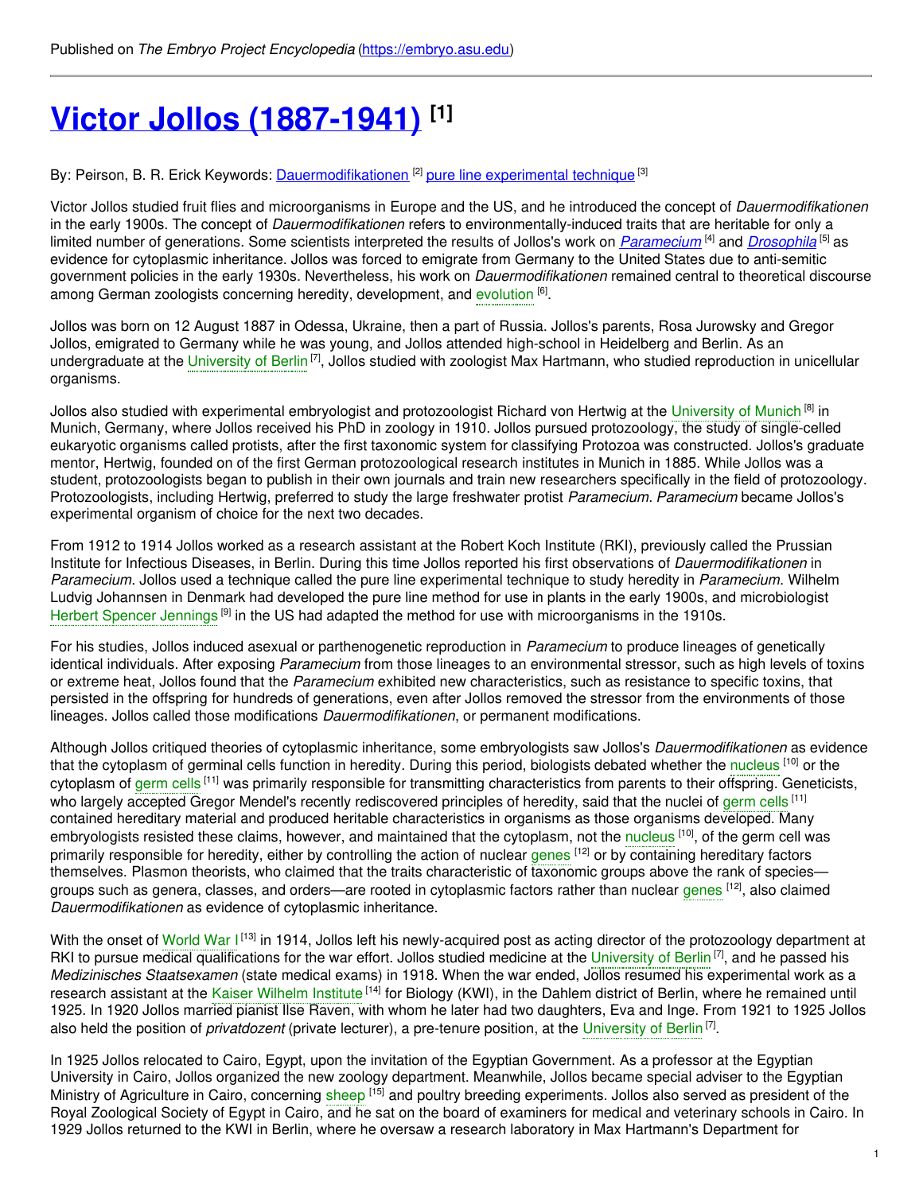Published on *The Embryo Project Encyclopedia* (https://embryo.asu.edu)

# Victor Jollos (1887-1941) [1]

By: Peirson, B. R. Erick Keywords: Dauermodifikationen [2] pure line experimental technique [3]

Victor Jollos studied fruit flies and microorganisms in Europe and the US, and he introduced the concept of *Dauermodifikationen* in the early 1900s. The concept of *Dauermodifikationen* refers to environmentally-induced traits that are heritable for only a limited number of generations. Some scientists interpreted the results of Jollos's work on *Paramecium* [4] and *Drosophila* [5] as evidence for cytoplasmic inheritance. Jollos was forced to emigrate from Germany to the United States due to anti-semitic government policies in the early 1930s. Nevertheless, his work on *Dauermodifikationen* remained central to theoretical discourse among German zoologists concerning heredity, development, and evolution [6].

Jollos was born on 12 August 1887 in Odessa, Ukraine, then a part of Russia. Jollos's parents, Rosa Jurowsky and Gregor Jollos, emigrated to Germany while he was young, and Jollos attended high-school in Heidelberg and Berlin. As an undergraduate at the University of Berlin [7], Jollos studied with zoologist Max Hartmann, who studied reproduction in unicellular organisms.

Jollos also studied with experimental embryologist and protozoologist Richard von Hertwig at the University of Munich [8] in Munich, Germany, where Jollos received his PhD in zoology in 1910. Jollos pursued protozoology, the study of single-celled eukaryotic organisms called protists, after the first taxonomic system for classifying Protozoa was constructed. Jollos's graduate mentor, Hertwig, founded on of the first German protozoological research institutes in Munich in 1885. While Jollos was a student, protozoologists began to publish in their own journals and train new researchers specifically in the field of protozoology. Protozoologists, including Hertwig, preferred to study the large freshwater protist *Paramecium*. *Paramecium* became Jollos's experimental organism of choice for the next two decades.

From 1912 to 1914 Jollos worked as a research assistant at the Robert Koch Institute (RKI), previously called the Prussian Institute for Infectious Diseases, in Berlin. During this time Jollos reported his first observations of *Dauermodifikationen* in *Paramecium.* Jollos used a technique called the pure line experimental technique to study heredity in *Paramecium.* Wilhelm Ludvig Johannsen in Denmark had developed the pure line method for use in plants in the early 1900s, and microbiologist Herbert Spencer Jennings [9] in the US had adapted the method for use with microorganisms in the 1910s.

For his studies, Jollos induced asexual or parthenogenetic reproduction in *Paramecium* to produce lineages of genetically identical individuals. After exposing *Paramecium* from those lineages to an environmental stressor, such as high levels of toxins or extreme heat, Jollos found that the *Paramecium* exhibited new characteristics, such as resistance to specific toxins, that persisted in the offspring for hundreds of generations, even after Jollos removed the stressor from the environments of those lineages. Jollos called those modifications *Dauermodifikationen*, or permanent modifications.

Although Jollos critiqued theories of cytoplasmic inheritance, some embryologists saw Jollos's *Dauermodifikationen* as evidence that the cytoplasm of germinal cells function in heredity. During this period, biologists debated whether the nucleus [10] or the cytoplasm of germ cells [11] was primarily responsible for transmitting characteristics from parents to their offspring. Geneticists, who largely accepted Gregor Mendel's recently rediscovered principles of heredity, said that the nuclei of germ cells [11] contained hereditary material and produced heritable characteristics in organisms as those organisms developed. Many embryologists resisted these claims, however, and maintained that the cytoplasm, not the nucleus [10], of the germ cell was primarily responsible for heredity, either by controlling the action of nuclear genes [12] or by containing hereditary factors themselves. Plasmon theorists, who claimed that the traits characteristic of taxonomic groups above the rank of species—groups such as genera, classes, and orders—are rooted in cytoplasmic factors rather than nuclear genes [12], also claimed *Dauermodifikationen* as evidence of cytoplasmic inheritance.

With the onset of World War I [13] in 1914, Jollos left his newly-acquired post as acting director of the protozoology department at RKI to pursue medical qualifications for the war effort. Jollos studied medicine at the University of Berlin [7], and he passed his *Medizinisches Staatsexamen* (state medical exams) in 1918. When the war ended, Jollos resumed his experimental work as a research assistant at the Kaiser Wilhelm Institute [14] for Biology (KWI), in the Dahlem district of Berlin, where he remained until 1925. In 1920 Jollos married pianist Ilse Raven, with whom he later had two daughters, Eva and Inge. From 1921 to 1925 Jollos also held the position of *privatdozent* (private lecturer), a pre-tenure position, at the University of Berlin [7].

In 1925 Jollos relocated to Cairo, Egypt, upon the invitation of the Egyptian Government. As a professor at the Egyptian University in Cairo, Jollos organized the new zoology department. Meanwhile, Jollos became special adviser to the Egyptian Ministry of Agriculture in Cairo, concerning sheep [15] and poultry breeding experiments. Jollos also served as president of the Royal Zoological Society of Egypt in Cairo, and he sat on the board of examiners for medical and veterinary schools in Cairo. In 1929 Jollos returned to the KWI in Berlin, where he oversaw a research laboratory in Max Hartmann's Department for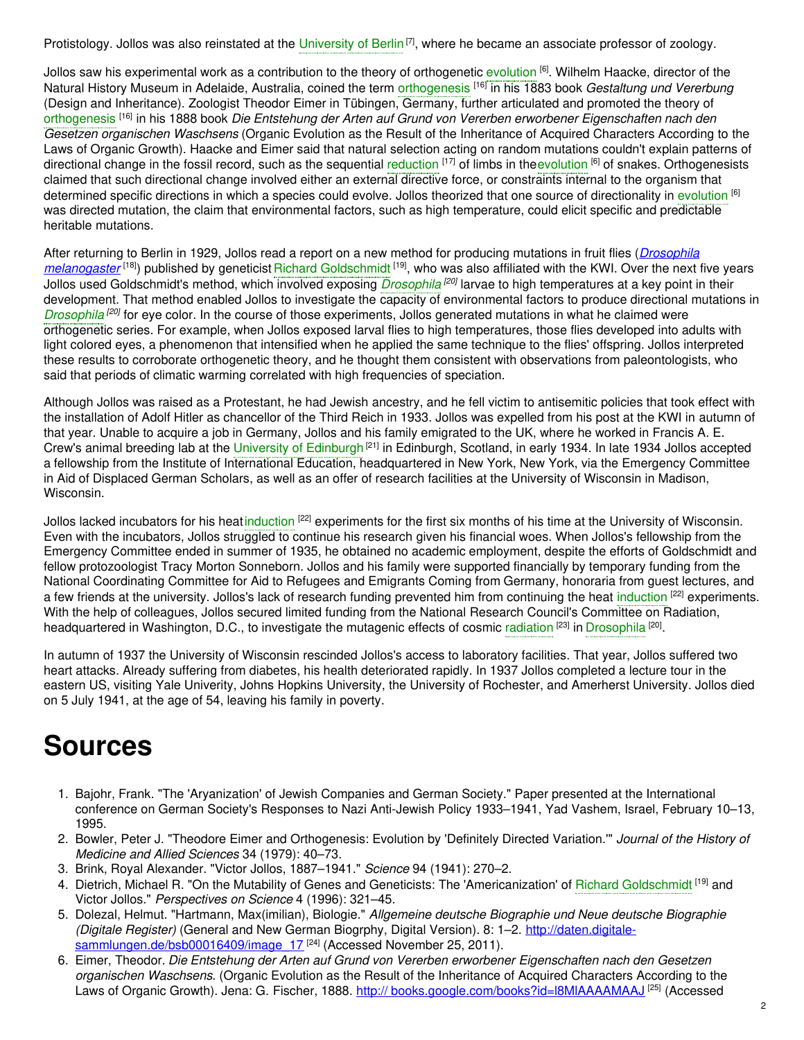Protistology. Jollos was also reinstated at the University of Berlin [7], where he became an associate professor of zoology.

Jollos saw his experimental work as a contribution to the theory of orthogenetic evolution [6]. Wilhelm Haacke, director of the Natural History Museum in Adelaide, Australia, coined the term orthogenesis [16] in his 1883 book *Gestaltung und Vererbung* (Design and Inheritance). Zoologist Theodor Eimer in Tübingen, Germany, further articulated and promoted the theory of orthogenesis [16] in his 1888 book *Die Entstehung der Arten auf Grund von Vererben erworbener Eigenschaften nach den Gesetzen organischen Waschsens* (Organic Evolution as the Result of the Inheritance of Acquired Characters According to the Laws of Organic Growth). Haacke and Eimer said that natural selection acting on random mutations couldn't explain patterns of directional change in the fossil record, such as the sequential reduction [17] of limbs in theevolution [6] of snakes. Orthogenesists claimed that such directional change involved either an external directive force, or constraints internal to the organism that determined specific directions in which a species could evolve. Jollos theorized that one source of directionality in evolution [6] was directed mutation, the claim that environmental factors, such as high temperature, could elicit specific and predictable heritable mutations.

After returning to Berlin in 1929, Jollos read a report on a new method for producing mutations in fruit flies (*Drosophila melanogaster* [18]) published by geneticist Richard Goldschmidt [19], who was also affiliated with the KWI. Over the next five years Jollos used Goldschmidt's method, which involved exposing *Drosophila* [20] larvae to high temperatures at a key point in their development. That method enabled Jollos to investigate the capacity of environmental factors to produce directional mutations in *Drosophila* [20] for eye color. In the course of those experiments, Jollos generated mutations in what he claimed were orthogenetic series. For example, when Jollos exposed larval flies to high temperatures, those flies developed into adults with light colored eyes, a phenomenon that intensified when he applied the same technique to the flies' offspring. Jollos interpreted these results to corroborate orthogenetic theory, and he thought them consistent with observations from paleontologists, who said that periods of climatic warming correlated with high frequencies of speciation.

Although Jollos was raised as a Protestant, he had Jewish ancestry, and he fell victim to antisemitic policies that took effect with the installation of Adolf Hitler as chancellor of the Third Reich in 1933. Jollos was expelled from his post at the KWI in autumn of that year. Unable to acquire a job in Germany, Jollos and his family emigrated to the UK, where he worked in Francis A. E. Crew's animal breeding lab at the University of Edinburgh [21] in Edinburgh, Scotland, in early 1934. In late 1934 Jollos accepted a fellowship from the Institute of International Education, headquartered in New York, New York, via the Emergency Committee in Aid of Displaced German Scholars, as well as an offer of research facilities at the University of Wisconsin in Madison, Wisconsin.

Jollos lacked incubators for his heatinduction [22] experiments for the first six months of his time at the University of Wisconsin. Even with the incubators, Jollos struggled to continue his research given his financial woes. When Jollos's fellowship from the Emergency Committee ended in summer of 1935, he obtained no academic employment, despite the efforts of Goldschmidt and fellow protozoologist Tracy Morton Sonneborn. Jollos and his family were supported financially by temporary funding from the National Coordinating Committee for Aid to Refugees and Emigrants Coming from Germany, honoraria from guest lectures, and a few friends at the university. Jollos's lack of research funding prevented him from continuing the heat induction [22] experiments. With the help of colleagues, Jollos secured limited funding from the National Research Council's Committee on Radiation, headquartered in Washington, D.C., to investigate the mutagenic effects of cosmic radiation [23] in Drosophila [20].

In autumn of 1937 the University of Wisconsin rescinded Jollos's access to laboratory facilities. That year, Jollos suffered two heart attacks. Already suffering from diabetes, his health deteriorated rapidly. In 1937 Jollos completed a lecture tour in the eastern US, visiting Yale Univerity, Johns Hopkins University, the University of Rochester, and Amerherst University. Jollos died on 5 July 1941, at the age of 54, leaving his family in poverty.

# Sources

1. Bajohr, Frank. "The 'Aryanization' of Jewish Companies and German Society." Paper presented at the International conference on German Society's Responses to Nazi Anti-Jewish Policy 1933–1941, Yad Vashem, Israel, February 10–13, 1995.
2. Bowler, Peter J. "Theodore Eimer and Orthogenesis: Evolution by 'Definitely Directed Variation.'" *Journal of the History of Medicine and Allied Sciences* 34 (1979): 40–73.
3. Brink, Royal Alexander. "Victor Jollos, 1887–1941." *Science* 94 (1941): 270–2.
4. Dietrich, Michael R. "On the Mutability of Genes and Geneticists: The 'Americanization' of Richard Goldschmidt [19] and Victor Jollos." *Perspectives on Science* 4 (1996): 321–45.
5. Dolezal, Helmut. "Hartmann, Max(imilian), Biologie." *Allgemeine deutsche Biographie und Neue deutsche Biographie (Digitale Register)* (General and New German Biogrphy, Digital Version). 8: 1–2. http://daten.digitale-sammlungen.de/bsb00016409/image_17 [24] (Accessed November 25, 2011).
6. Eimer, Theodor. *Die Entstehung der Arten auf Grund von Vererben erworbener Eigenschaften nach den Gesetzen organischen Waschsens.* (Organic Evolution as the Result of the Inheritance of Acquired Characters According to the Laws of Organic Growth). Jena: G. Fischer, 1888. http:// books.google.com/books?id=l8MlAAAAMAAJ [25] (Accessed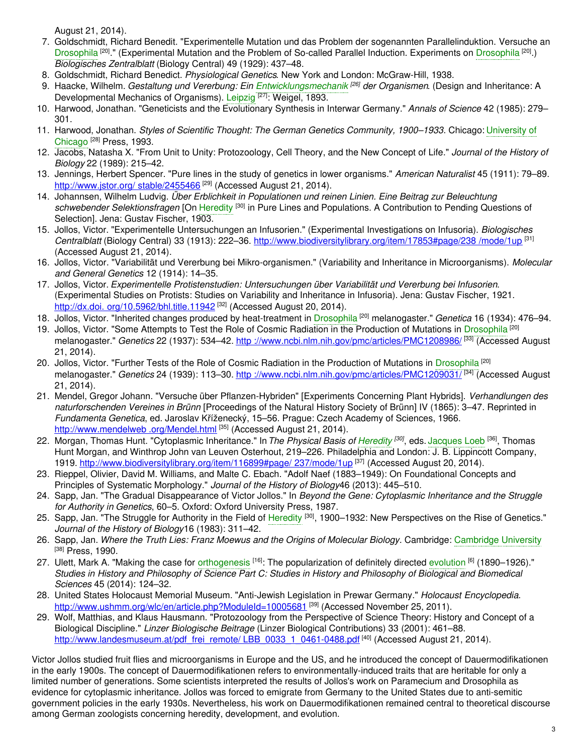August 21, 2014).

7. Goldschmidt, Richard Benedit. "Experimentelle Mutation und das Problem der sogenannten Parallelinduktion. Versuche an Drosophila [20]." (Experimental Mutation and the Problem of So-called Parallel Induction. Experiments on Drosophila [20].) *Biologisches Zentralblatt* (Biology Central) 49 (1929): 437–48.
8. Goldschmidt, Richard Benedict. *Physiological Genetics*. New York and London: McGraw-Hill, 1938.
9. Haacke, Wilhelm. *Gestaltung und Vererbung: Ein Entwicklungsmechanik [26] der Organismen*. (Design and Inheritance: A Developmental Mechanics of Organisms). Leipzig [27]: Weigel, 1893.
10. Harwood, Jonathan. "Geneticists and the Evolutionary Synthesis in Interwar Germany." *Annals of Science* 42 (1985): 279–301.
11. Harwood, Jonathan. *Styles of Scientific Thought: The German Genetics Community, 1900–1933*. Chicago: University of Chicago [28] Press, 1993.
12. Jacobs, Natasha X. "From Unit to Unity: Protozoology, Cell Theory, and the New Concept of Life." *Journal of the History of Biology* 22 (1989): 215–42.
13. Jennings, Herbert Spencer. "Pure lines in the study of genetics in lower organisms." *American Naturalist* 45 (1911): 79–89. http://www.jstor.org/ stable/2455466 [29] (Accessed August 21, 2014).
14. Johannsen, Wilhelm Ludvig. *Über Erblichkeit in Populationen und reinen Linien. Eine Beitrag zur Beleuchtung schwebender Selektionsfragen* [On Heredity [30] in Pure Lines and Populations. A Contribution to Pending Questions of Selection]. Jena: Gustav Fischer, 1903.
15. Jollos, Victor. "Experimentelle Untersuchungen an Infusorien." (Experimental Investigations on Infusoria). *Biologisches Centralblatt* (Biology Central) 33 (1913): 222–36. http://www.biodiversitylibrary.org/item/17853#page/238 /mode/1up [31] (Accessed August 21, 2014).
16. Jollos, Victor. "Variabilität und Vererbung bei Mikro-organismen." (Variability and Inheritance in Microorganisms). *Molecular and General Genetics* 12 (1914): 14–35.
17. Jollos, Victor. *Experimentelle Protistenstudien: Untersuchungen über Variabilität und Vererbung bei Infusorien*. (Experimental Studies on Protists: Studies on Variability and Inheritance in Infusoria). Jena: Gustav Fischer, 1921. http://dx.doi. org/10.5962/bhl.title.11942 [32] (Accessed August 20, 2014).
18. Jollos, Victor. "Inherited changes produced by heat-treatment in Drosophila [20] melanogaster." *Genetica* 16 (1934): 476–94.
19. Jollos, Victor. "Some Attempts to Test the Role of Cosmic Radiation in the Production of Mutations in Drosophila [20] melanogaster." *Genetics* 22 (1937): 534–42. http ://www.ncbi.nlm.nih.gov/pmc/articles/PMC1208986/ [33] (Accessed August 21, 2014).
20. Jollos, Victor. "Further Tests of the Role of Cosmic Radiation in the Production of Mutations in Drosophila [20] melanogaster." *Genetics* 24 (1939): 113–30. http ://www.ncbi.nlm.nih.gov/pmc/articles/PMC1209031/ [34] (Accessed August 21, 2014).
21. Mendel, Gregor Johann. "Versuche über Pflanzen-Hybriden" [Experiments Concerning Plant Hybrids]. *Verhandlungen des naturforschenden Vereines in Brünn* [Proceedings of the Natural History Society of Brünn] IV (1865): 3–47. Reprinted in *Fundamenta Genetica*, ed. Jaroslav Kříženecký, 15–56. Prague: Czech Academy of Sciences, 1966. http://www.mendelweb .org/Mendel.html [35] (Accessed August 21, 2014).
22. Morgan, Thomas Hunt. "Cytoplasmic Inheritance." In *The Physical Basis of Heredity [30]*, eds. Jacques Loeb [36], Thomas Hunt Morgan, and Winthrop John van Leuven Osterhout, 219–226. Philadelphia and London: J. B. Lippincott Company, 1919. http://www.biodiversitylibrary.org/item/116899#page/ 237/mode/1up [37] (Accessed August 20, 2014).
23. Rieppel, Olivier, David M. Williams, and Malte C. Ebach. "Adolf Naef (1883–1949): On Foundational Concepts and Principles of Systematic Morphology." *Journal of the History of Biology*46 (2013): 445–510.
24. Sapp, Jan. "The Gradual Disappearance of Victor Jollos." In *Beyond the Gene: Cytoplasmic Inheritance and the Struggle for Authority in Genetics*, 60–5. Oxford: Oxford University Press, 1987.
25. Sapp, Jan. "The Struggle for Authority in the Field of Heredity [30], 1900–1932: New Perspectives on the Rise of Genetics." *Journal of the History of Biology*16 (1983): 311–42.
26. Sapp, Jan. *Where the Truth Lies: Franz Moewus and the Origins of Molecular Biology*. Cambridge: Cambridge University [38] Press, 1990.
27. Ulett, Mark A. "Making the case for orthogenesis [16]: The popularization of definitely directed evolution [6] (1890–1926)." *Studies in History and Philosophy of Science Part C: Studies in History and Philosophy of Biological and Biomedical Sciences* 45 (2014): 124–32.
28. United States Holocaust Memorial Museum. "Anti-Jewish Legislation in Prewar Germany." *Holocaust Encyclopedia*. http://www.ushmm.org/wlc/en/article.php?ModuleId=10005681 [39] (Accessed November 25, 2011).
29. Wolf, Matthias, and Klaus Hausmann. "Protozoology from the Perspective of Science Theory: History and Concept of a Biological Discipline." *Linzer Biologische Beitrage* (Linzer Biological Contributions) 33 (2001): 461–88. http://www.landesmuseum.at/pdf_frei_remote/ LBB_0033_1_0461-0488.pdf [40] (Accessed August 21, 2014).

Victor Jollos studied fruit flies and microorganisms in Europe and the US, and he introduced the concept of Dauermodifikationen in the early 1900s. The concept of Dauermodifikationen refers to environmentally-induced traits that are heritable for only a limited number of generations. Some scientists interpreted the results of Jollos's work on Paramecium and Drosophila as evidence for cytoplasmic inheritance. Jollos was forced to emigrate from Germany to the United States due to anti-semitic government policies in the early 1930s. Nevertheless, his work on Dauermodifikationen remained central to theoretical discourse among German zoologists concerning heredity, development, and evolution.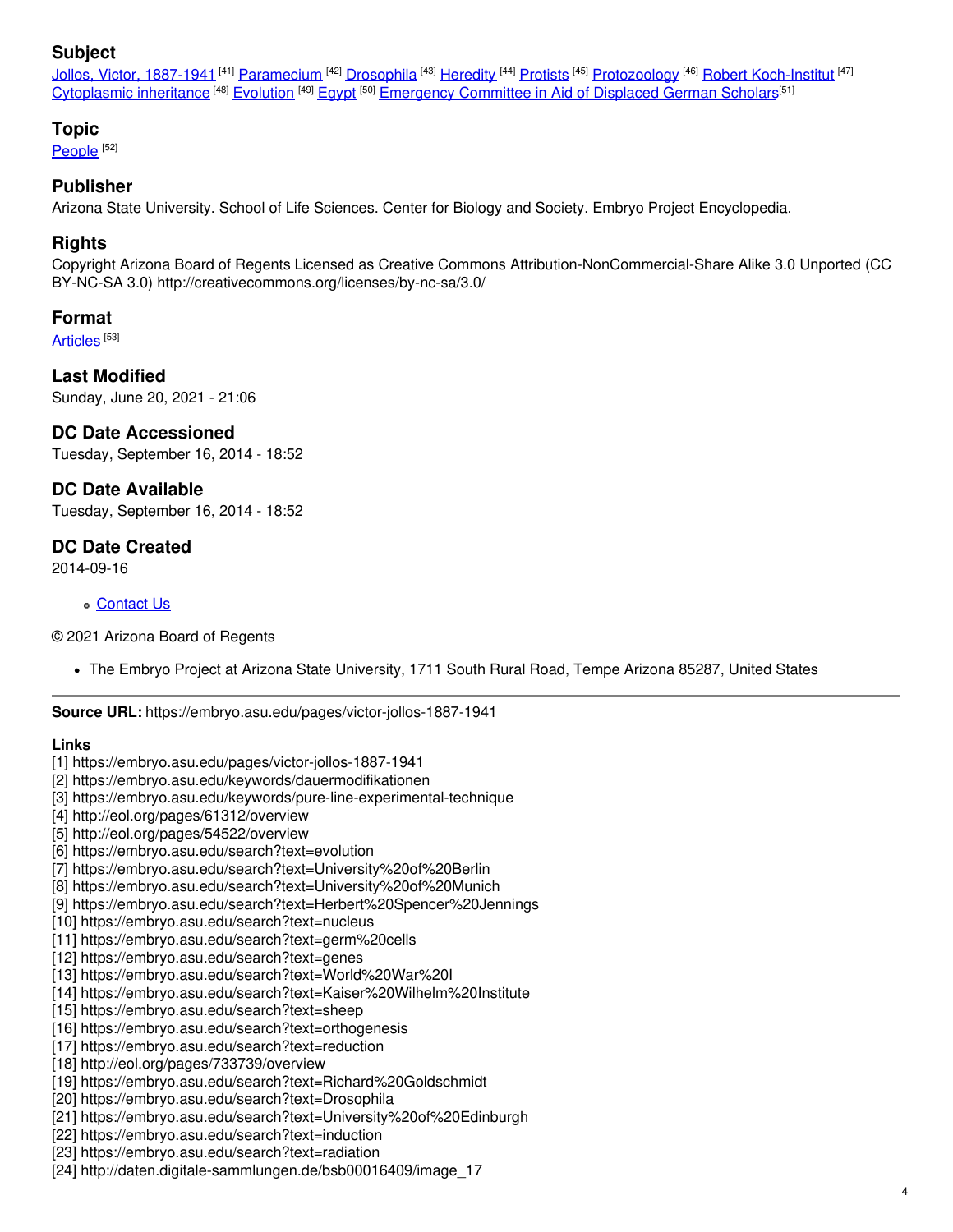### Subject

Jollos, Victor, 1887-1941 [41] Paramecium [42] Drosophila [43] Heredity [44] Protists [45] Protozoology [46] Robert Koch-Institut [47] Cytoplasmic inheritance [48] Evolution [49] Egypt [50] Emergency Committee in Aid of Displaced German Scholars[51]

### Topic

People [52]

### Publisher

Arizona State University. School of Life Sciences. Center for Biology and Society. Embryo Project Encyclopedia.

### Rights

Copyright Arizona Board of Regents Licensed as Creative Commons Attribution-NonCommercial-Share Alike 3.0 Unported (CC BY-NC-SA 3.0) http://creativecommons.org/licenses/by-nc-sa/3.0/

### Format

Articles [53]

### Last Modified

Sunday, June 20, 2021 - 21:06

### DC Date Accessioned

Tuesday, September 16, 2014 - 18:52

### DC Date Available

Tuesday, September 16, 2014 - 18:52

### DC Date Created

2014-09-16

- Contact Us

© 2021 Arizona Board of Regents

- The Embryo Project at Arizona State University, 1711 South Rural Road, Tempe Arizona 85287, United States

---

**Source URL:** https://embryo.asu.edu/pages/victor-jollos-1887-1941

**Links**

[1] https://embryo.asu.edu/pages/victor-jollos-1887-1941
[2] https://embryo.asu.edu/keywords/dauermodifikationen
[3] https://embryo.asu.edu/keywords/pure-line-experimental-technique
[4] http://eol.org/pages/61312/overview
[5] http://eol.org/pages/54522/overview
[6] https://embryo.asu.edu/search?text=evolution
[7] https://embryo.asu.edu/search?text=University%20of%20Berlin
[8] https://embryo.asu.edu/search?text=University%20of%20Munich
[9] https://embryo.asu.edu/search?text=Herbert%20Spencer%20Jennings
[10] https://embryo.asu.edu/search?text=nucleus
[11] https://embryo.asu.edu/search?text=germ%20cells
[12] https://embryo.asu.edu/search?text=genes
[13] https://embryo.asu.edu/search?text=World%20War%20I
[14] https://embryo.asu.edu/search?text=Kaiser%20Wilhelm%20Institute
[15] https://embryo.asu.edu/search?text=sheep
[16] https://embryo.asu.edu/search?text=orthogenesis
[17] https://embryo.asu.edu/search?text=reduction
[18] http://eol.org/pages/733739/overview
[19] https://embryo.asu.edu/search?text=Richard%20Goldschmidt
[20] https://embryo.asu.edu/search?text=Drosophila
[21] https://embryo.asu.edu/search?text=University%20of%20Edinburgh
[22] https://embryo.asu.edu/search?text=induction
[23] https://embryo.asu.edu/search?text=radiation
[24] http://daten.digitale-sammlungen.de/bsb00016409/image_17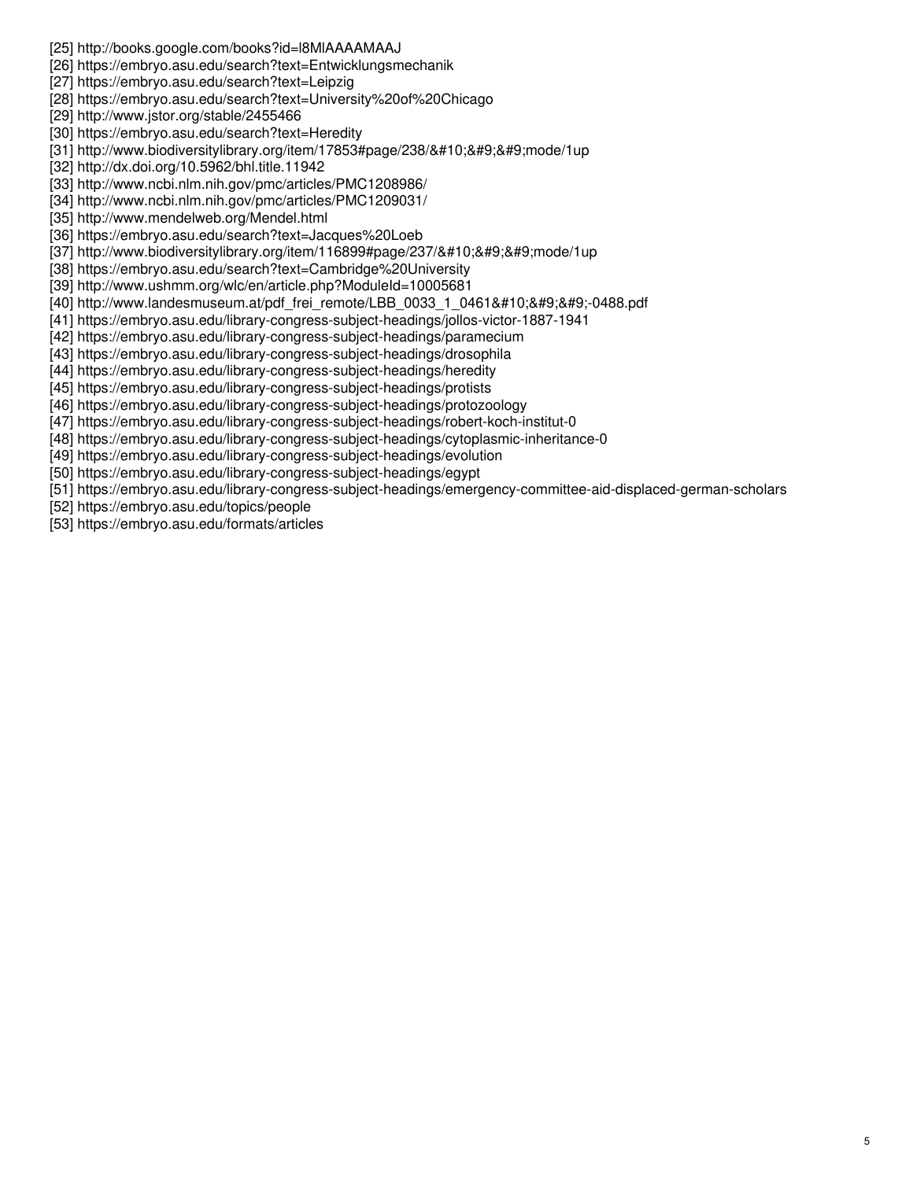[25] http://books.google.com/books?id=l8MlAAAAMAAJ
[26] https://embryo.asu.edu/search?text=Entwicklungsmechanik
[27] https://embryo.asu.edu/search?text=Leipzig
[28] https://embryo.asu.edu/search?text=University%20of%20Chicago
[29] http://www.jstor.org/stable/2455466
[30] https://embryo.asu.edu/search?text=Heredity
[31] http://www.biodiversitylibrary.org/item/17853#page/238/&#10;&#9;&#9;mode/1up
[32] http://dx.doi.org/10.5962/bhl.title.11942
[33] http://www.ncbi.nlm.nih.gov/pmc/articles/PMC1208986/
[34] http://www.ncbi.nlm.nih.gov/pmc/articles/PMC1209031/
[35] http://www.mendelweb.org/Mendel.html
[36] https://embryo.asu.edu/search?text=Jacques%20Loeb
[37] http://www.biodiversitylibrary.org/item/116899#page/237/&#10;&#9;&#9;mode/1up
[38] https://embryo.asu.edu/search?text=Cambridge%20University
[39] http://www.ushmm.org/wlc/en/article.php?ModuleId=10005681
[40] http://www.landesmuseum.at/pdf_frei_remote/LBB_0033_1_0461&#10;&#9;&#9;-0488.pdf
[41] https://embryo.asu.edu/library-congress-subject-headings/jollos-victor-1887-1941
[42] https://embryo.asu.edu/library-congress-subject-headings/paramecium
[43] https://embryo.asu.edu/library-congress-subject-headings/drosophila
[44] https://embryo.asu.edu/library-congress-subject-headings/heredity
[45] https://embryo.asu.edu/library-congress-subject-headings/protists
[46] https://embryo.asu.edu/library-congress-subject-headings/protozoology
[47] https://embryo.asu.edu/library-congress-subject-headings/robert-koch-institut-0
[48] https://embryo.asu.edu/library-congress-subject-headings/cytoplasmic-inheritance-0
[49] https://embryo.asu.edu/library-congress-subject-headings/evolution
[50] https://embryo.asu.edu/library-congress-subject-headings/egypt
[51] https://embryo.asu.edu/library-congress-subject-headings/emergency-committee-aid-displaced-german-scholars
[52] https://embryo.asu.edu/topics/people
[53] https://embryo.asu.edu/formats/articles